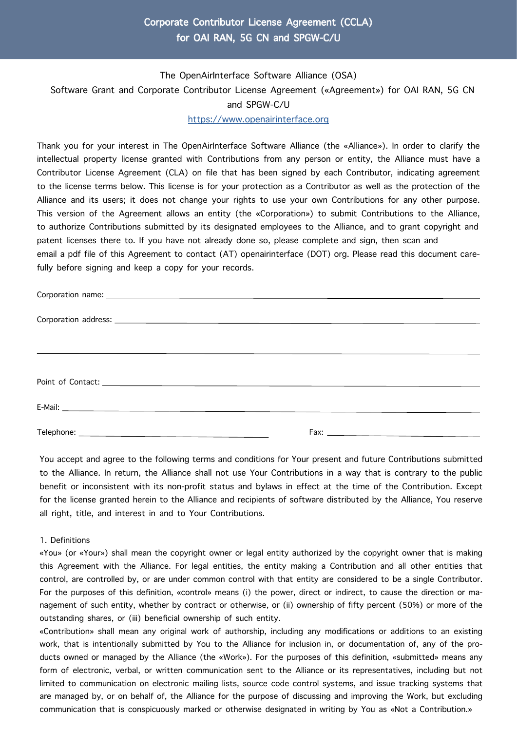# Corporate Contributor License Agreement (CCLA) for OAI RAN, 5G CN and SPGW-C/U

The OpenAirInterface Software Alliance (OSA)

Software Grant and Corporate Contributor License Agreement («Agreement») for OAI RAN, 5G CN and SPGW-C/U

https://www.openairinterface.org

Thank you for your interest in The OpenAirInterface Software Alliance (the «Alliance»). In order to clarify the intellectual property license granted with Contributions from any person or entity, the Alliance must have a Contributor License Agreement (CLA) on file that has been signed by each Contributor, indicating agreement to the license terms below. This license is for your protection as a Contributor as well as the protection of the Alliance and its users; it does not change your rights to use your own Contributions for any other purpose. This version of the Agreement allows an entity (the «Corporation») to submit Contributions to the Alliance, to authorize Contributions submitted by its designated employees to the Alliance, and to grant copyright and patent licenses there to. If you have not already done so, please complete and sign, then scan and email a pdf file of this Agreement to contact (AT) openairinterface (DOT) org. Please read this document carefully before signing and keep a copy for your records.

Corporation name: ______________________________________________

Corporation address: ______________________________________________

______________________________________________

Point of Contact: ______________________________________________

E-Mail: ______________________________________________

Telephone: ________________________ Fax: ________________________

You accept and agree to the following terms and conditions for Your present and future Contributions submitted to the Alliance. In return, the Alliance shall not use Your Contributions in a way that is contrary to the public benefit or inconsistent with its non-profit status and bylaws in effect at the time of the Contribution. Except for the license granted herein to the Alliance and recipients of software distributed by the Alliance, You reserve all right, title, and interest in and to Your Contributions.

1. Definitions

«You» (or «Your») shall mean the copyright owner or legal entity authorized by the copyright owner that is making this Agreement with the Alliance. For legal entities, the entity making a Contribution and all other entities that control, are controlled by, or are under common control with that entity are considered to be a single Contributor. For the purposes of this definition, «control» means (i) the power, direct or indirect, to cause the direction or management of such entity, whether by contract or otherwise, or (ii) ownership of fifty percent (50%) or more of the outstanding shares, or (iii) beneficial ownership of such entity.

«Contribution» shall mean any original work of authorship, including any modifications or additions to an existing work, that is intentionally submitted by You to the Alliance for inclusion in, or documentation of, any of the products owned or managed by the Alliance (the «Work»). For the purposes of this definition, «submitted» means any form of electronic, verbal, or written communication sent to the Alliance or its representatives, including but not limited to communication on electronic mailing lists, source code control systems, and issue tracking systems that are managed by, or on behalf of, the Alliance for the purpose of discussing and improving the Work, but excluding communication that is conspicuously marked or otherwise designated in writing by You as «Not a Contribution.»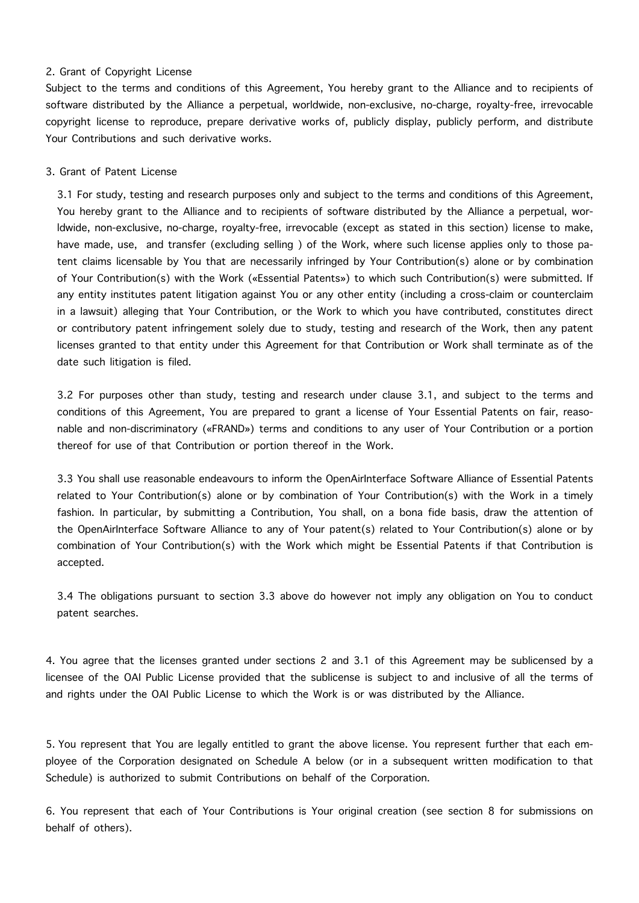2. Grant of Copyright License

Subject to the terms and conditions of this Agreement, You hereby grant to the Alliance and to recipients of software distributed by the Alliance a perpetual, worldwide, non-exclusive, no-charge, royalty-free, irrevocable copyright license to reproduce, prepare derivative works of, publicly display, publicly perform, and distribute Your Contributions and such derivative works.

3. Grant of Patent License

3.1 For study, testing and research purposes only and subject to the terms and conditions of this Agreement, You hereby grant to the Alliance and to recipients of software distributed by the Alliance a perpetual, worldwide, non-exclusive, no-charge, royalty-free, irrevocable (except as stated in this section) license to make, have made, use, and transfer (excluding selling ) of the Work, where such license applies only to those patent claims licensable by You that are necessarily infringed by Your Contribution(s) alone or by combination of Your Contribution(s) with the Work («Essential Patents») to which such Contribution(s) were submitted. If any entity institutes patent litigation against You or any other entity (including a cross-claim or counterclaim in a lawsuit) alleging that Your Contribution, or the Work to which you have contributed, constitutes direct or contributory patent infringement solely due to study, testing and research of the Work, then any patent licenses granted to that entity under this Agreement for that Contribution or Work shall terminate as of the date such litigation is filed.

3.2 For purposes other than study, testing and research under clause 3.1, and subject to the terms and conditions of this Agreement, You are prepared to grant a license of Your Essential Patents on fair, reasonable and non-discriminatory («FRAND») terms and conditions to any user of Your Contribution or a portion thereof for use of that Contribution or portion thereof in the Work.

3.3 You shall use reasonable endeavours to inform the OpenAirInterface Software Alliance of Essential Patents related to Your Contribution(s) alone or by combination of Your Contribution(s) with the Work in a timely fashion. In particular, by submitting a Contribution, You shall, on a bona fide basis, draw the attention of the OpenAirInterface Software Alliance to any of Your patent(s) related to Your Contribution(s) alone or by combination of Your Contribution(s) with the Work which might be Essential Patents if that Contribution is accepted.

3.4 The obligations pursuant to section 3.3 above do however not imply any obligation on You to conduct patent searches.

4. You agree that the licenses granted under sections 2 and 3.1 of this Agreement may be sublicensed by a licensee of the OAI Public License provided that the sublicense is subject to and inclusive of all the terms of and rights under the OAI Public License to which the Work is or was distributed by the Alliance.

5. You represent that You are legally entitled to grant the above license. You represent further that each employee of the Corporation designated on Schedule A below (or in a subsequent written modification to that Schedule) is authorized to submit Contributions on behalf of the Corporation.

6. You represent that each of Your Contributions is Your original creation (see section 8 for submissions on behalf of others).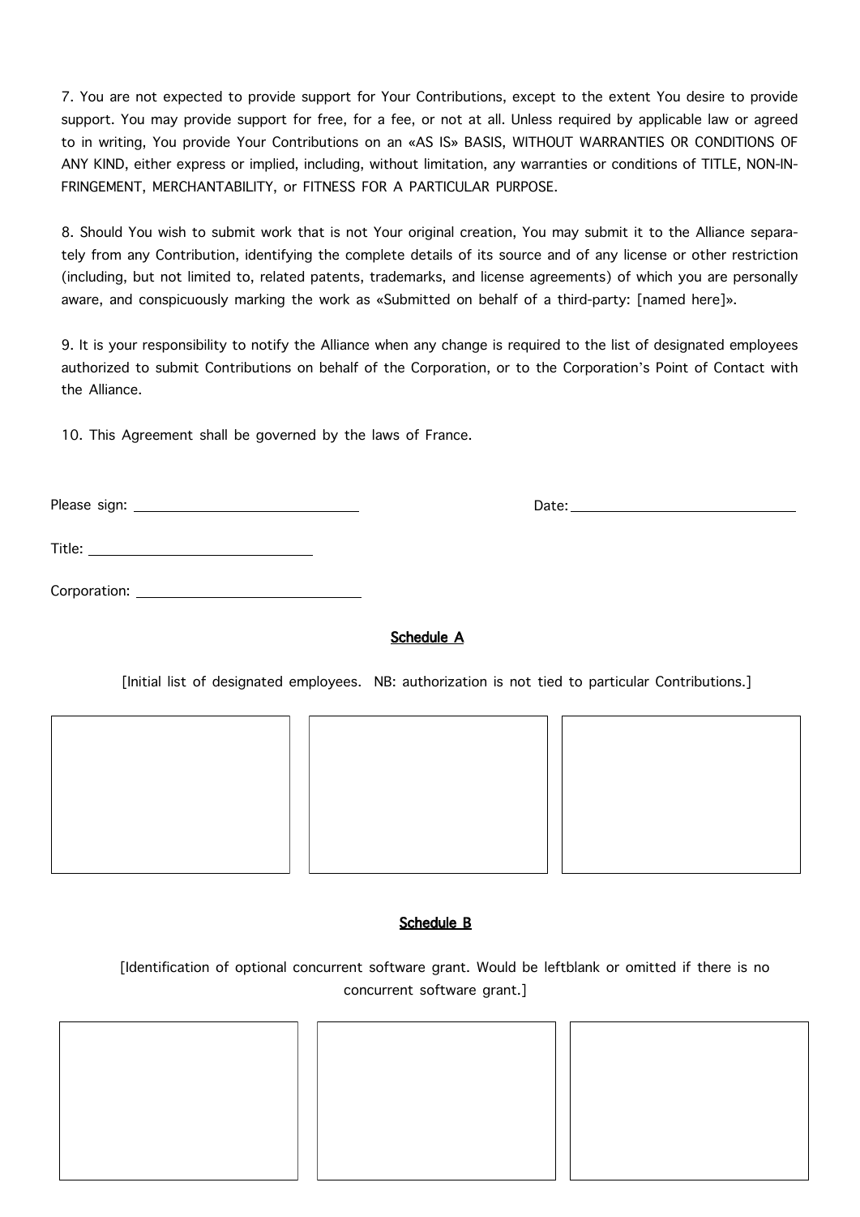7. You are not expected to provide support for Your Contributions, except to the extent You desire to provide support. You may provide support for free, for a fee, or not at all. Unless required by applicable law or agreed to in writing, You provide Your Contributions on an «AS IS» BASIS, WITHOUT WARRANTIES OR CONDITIONS OF ANY KIND, either express or implied, including, without limitation, any warranties or conditions of TITLE, NON-INFRINGEMENT, MERCHANTABILITY, or FITNESS FOR A PARTICULAR PURPOSE.

8. Should You wish to submit work that is not Your original creation, You may submit it to the Alliance separately from any Contribution, identifying the complete details of its source and of any license or other restriction (including, but not limited to, related patents, trademarks, and license agreements) of which you are personally aware, and conspicuously marking the work as «Submitted on behalf of a third-party: [named here]».

9. It is your responsibility to notify the Alliance when any change is required to the list of designated employees authorized to submit Contributions on behalf of the Corporation, or to the Corporation's Point of Contact with the Alliance.

10. This Agreement shall be governed by the laws of France.

Please sign: ______________________________ Date: ______________________________

Title: ______________________________

Corporation: ______________________________

## Schedule A

[Initial list of designated employees. NB: authorization is not tied to particular Contributions.]

| | | |
|---|---|---|
| | | |

## Schedule B

[Identification of optional concurrent software grant. Would be leftblank or omitted if there is no concurrent software grant.]

| | | |
|---|---|---|
| | | |